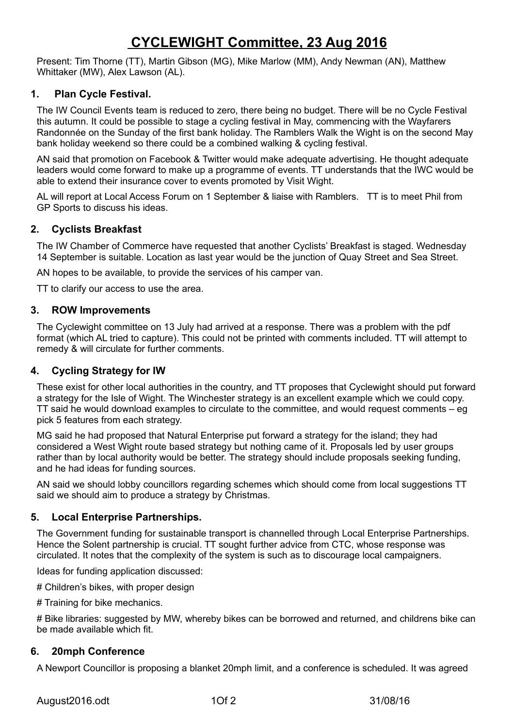# CYCLEWIGHT Committee, 23 Aug 2016

Present: Tim Thorne (TT), Martin Gibson (MG), Mike Marlow (MM), Andy Newman (AN), Matthew Whittaker (MW), Alex Lawson (AL).

## 1. Plan Cycle Festival.

The IW Council Events team is reduced to zero, there being no budget. There will be no Cycle Festival this autumn. It could be possible to stage a cycling festival in May, commencing with the Wayfarers Randonnée on the Sunday of the first bank holiday. The Ramblers Walk the Wight is on the second May bank holiday weekend so there could be a combined walking & cycling festival.

AN said that promotion on Facebook & Twitter would make adequate advertising. He thought adequate leaders would come forward to make up a programme of events. TT understands that the IWC would be able to extend their insurance cover to events promoted by Visit Wight.

AL will report at Local Access Forum on 1 September & liaise with Ramblers. TT is to meet Phil from GP Sports to discuss his ideas.

## 2. Cyclists Breakfast

The IW Chamber of Commerce have requested that another Cyclists' Breakfast is staged. Wednesday 14 September is suitable. Location as last year would be the junction of Quay Street and Sea Street.

AN hopes to be available, to provide the services of his camper van.

TT to clarify our access to use the area.

## 3. ROW Improvements

The Cyclewight committee on 13 July had arrived at a response. There was a problem with the pdf format (which AL tried to capture). This could not be printed with comments included. TT will attempt to remedy & will circulate for further comments.

## 4. Cycling Strategy for IW

These exist for other local authorities in the country, and TT proposes that Cyclewight should put forward a strategy for the Isle of Wight. The Winchester strategy is an excellent example which we could copy. TT said he would download examples to circulate to the committee, and would request comments – eg pick 5 features from each strategy.

MG said he had proposed that Natural Enterprise put forward a strategy for the island; they had considered a West Wight route based strategy but nothing came of it. Proposals led by user groups rather than by local authority would be better. The strategy should include proposals seeking funding, and he had ideas for funding sources.

AN said we should lobby councillors regarding schemes which should come from local suggestions TT said we should aim to produce a strategy by Christmas.

## 5. Local Enterprise Partnerships.

The Government funding for sustainable transport is channelled through Local Enterprise Partnerships. Hence the Solent partnership is crucial. TT sought further advice from CTC, whose response was circulated. It notes that the complexity of the system is such as to discourage local campaigners.

Ideas for funding application discussed:

# Children's bikes, with proper design

# Training for bike mechanics.

# Bike libraries: suggested by MW, whereby bikes can be borrowed and returned, and childrens bike can be made available which fit.

## 6. 20mph Conference

A Newport Councillor is proposing a blanket 20mph limit, and a conference is scheduled. It was agreed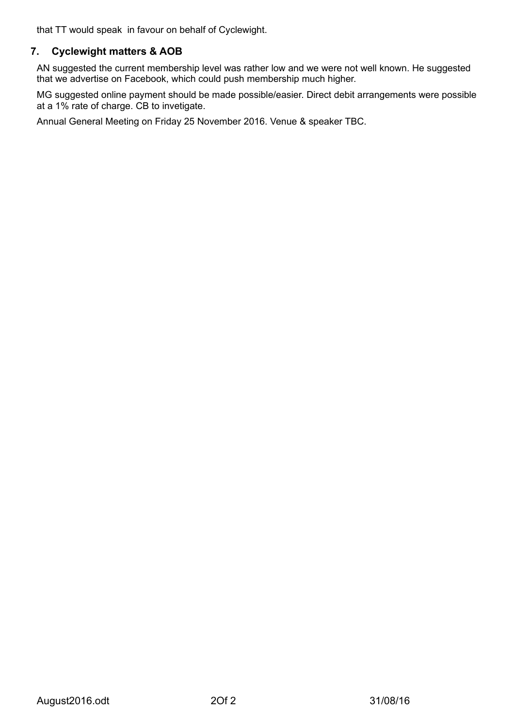that TT would speak  in favour on behalf of Cyclewight.

## 7. Cyclewight matters & AOB

AN suggested the current membership level was rather low and we were not well known. He suggested that we advertise on Facebook, which could push membership much higher.

MG suggested online payment should be made possible/easier. Direct debit arrangements were possible at a 1% rate of charge. CB to invetigate.

Annual General Meeting on Friday 25 November 2016. Venue & speaker TBC.